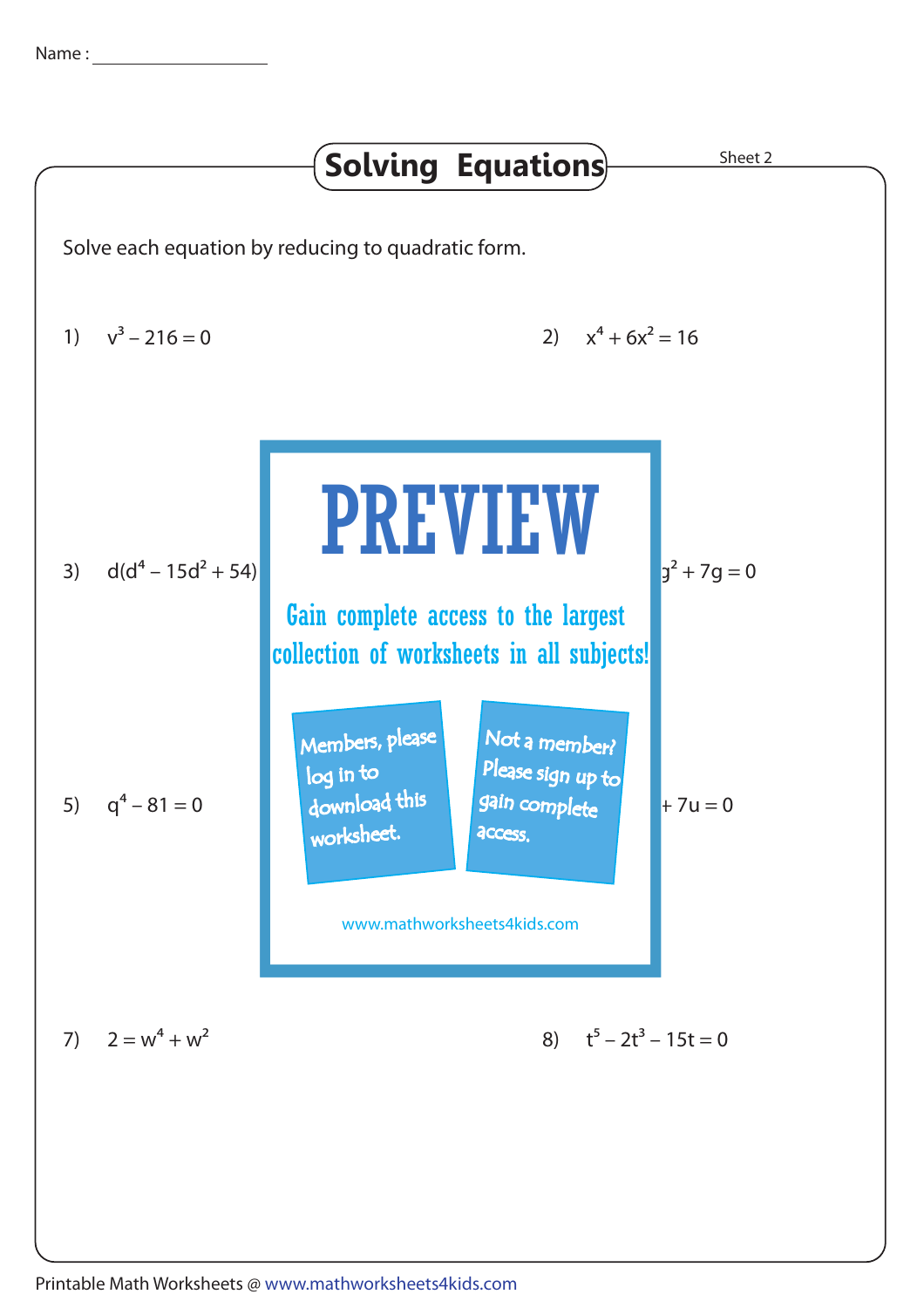Name : ___________________

# Solving Equations

Sheet 2

Solve each equation by reducing to quadratic form.

1) $v^3 - 216 = 0$

2) $x^4 + 6x^2 = 16$

3) $d(d^4 - 15d^2 + 54)$

4) $g^2 + 7g = 0$

PREVIEW

Gain complete access to the largest collection of worksheets in all subjects!

Members, please log in to download this worksheet.

Not a member? Please sign up to gain complete access.

www.mathworksheets4kids.com

5) $q^4 - 81 = 0$

6) $+ 7u = 0$

7) $2 = w^4 + w^2$

8) $t^5 - 2t^3 - 15t = 0$

Printable Math Worksheets @ www.mathworksheets4kids.com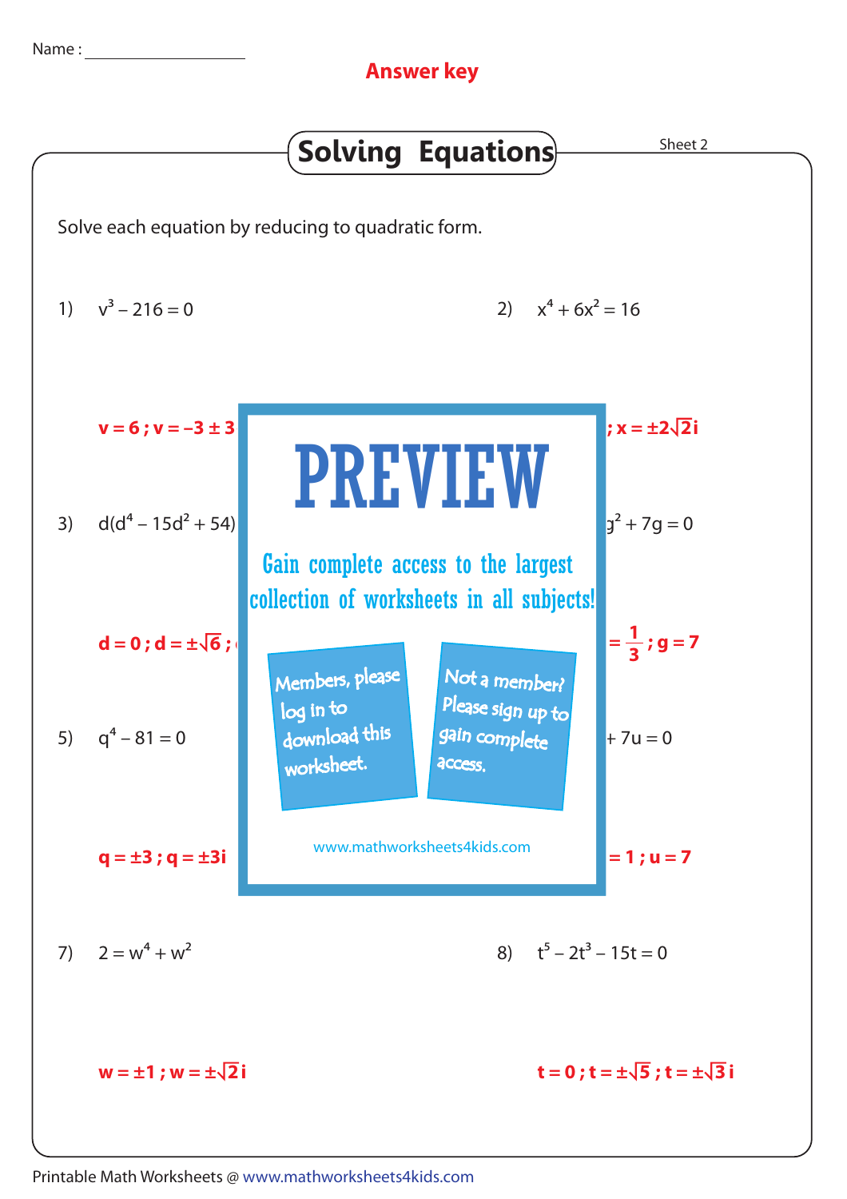Name :

**Answer key**

# Solving Equations

Sheet 2

Solve each equation by reducing to quadratic form.

1) $v^3 - 216 = 0$

**$v = 6$ ; $v = -3 \pm 3$**

2) $x^4 + 6x^2 = 16$

**; $x = \pm 2\sqrt{2}i$**

3) $d(d^4 - 15d^2 + 54)$

**$d = 0$ ; $d = \pm\sqrt{6}$ ;**

4) $g^2 + 7g = 0$

**$= \frac{1}{3}$ ; $g = 7$**

PREVIEW

Gain complete access to the largest collection of worksheets in all subjects!

Members, please log in to download this worksheet.

Not a member? Please sign up to gain complete access.

www.mathworksheets4kids.com

5) $q^4 - 81 = 0$

**$q = \pm 3$ ; $q = \pm 3i$**

6) $+ 7u = 0$

**$= 1$ ; $u = 7$**

7) $2 = w^4 + w^2$

**$w = \pm 1$ ; $w = \pm\sqrt{2}i$**

8) $t^5 - 2t^3 - 15t = 0$

**$t = 0$ ; $t = \pm\sqrt{5}$ ; $t = \pm\sqrt{3}i$**

Printable Math Worksheets @ www.mathworksheets4kids.com